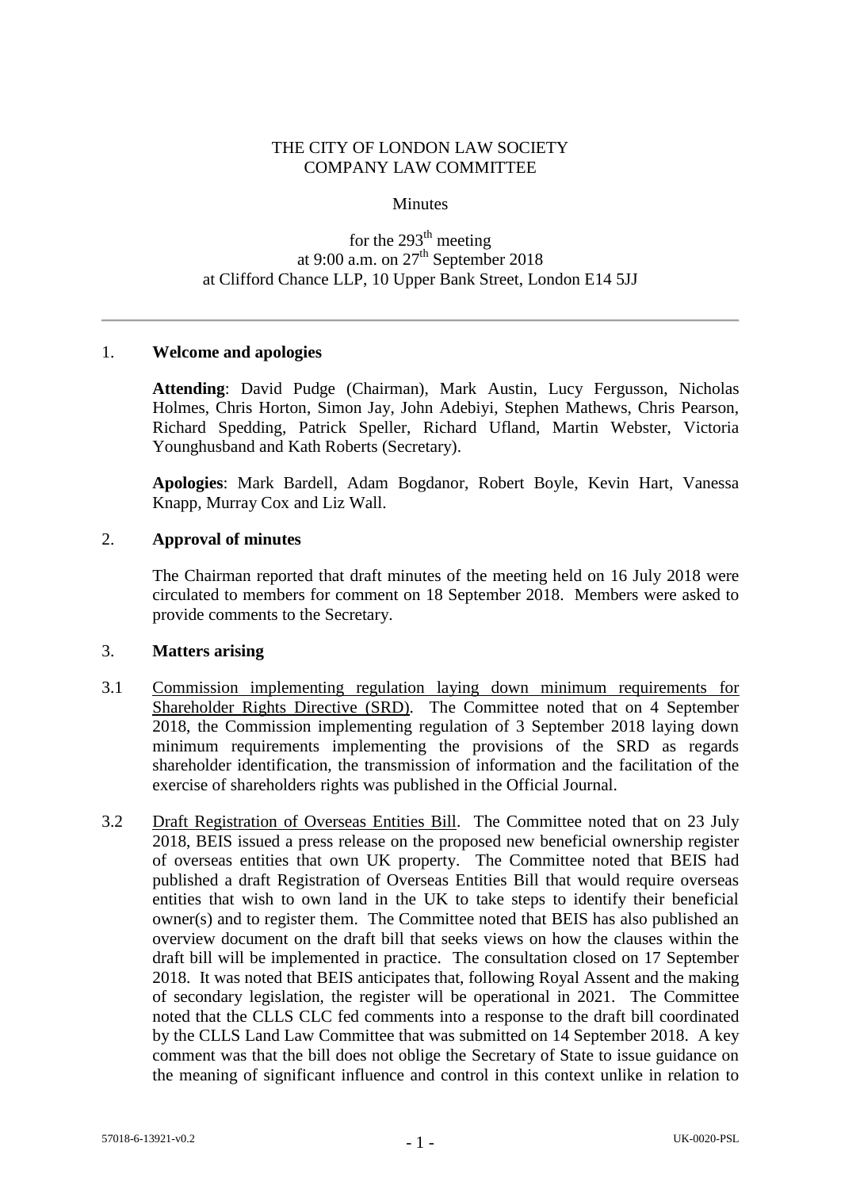THE CITY OF LONDON LAW SOCIETY
COMPANY LAW COMMITTEE

Minutes

for the 293th meeting
at 9:00 a.m. on 27th September 2018
at Clifford Chance LLP, 10 Upper Bank Street, London E14 5JJ

---

## 1. Welcome and apologies

**Attending**: David Pudge (Chairman), Mark Austin, Lucy Fergusson, Nicholas Holmes, Chris Horton, Simon Jay, John Adebiyi, Stephen Mathews, Chris Pearson, Richard Spedding, Patrick Speller, Richard Ufland, Martin Webster, Victoria Younghusband and Kath Roberts (Secretary).

**Apologies**: Mark Bardell, Adam Bogdanor, Robert Boyle, Kevin Hart, Vanessa Knapp, Murray Cox and Liz Wall.

## 2. Approval of minutes

The Chairman reported that draft minutes of the meeting held on 16 July 2018 were circulated to members for comment on 18 September 2018. Members were asked to provide comments to the Secretary.

## 3. Matters arising

3.1 Commission implementing regulation laying down minimum requirements for Shareholder Rights Directive (SRD). The Committee noted that on 4 September 2018, the Commission implementing regulation of 3 September 2018 laying down minimum requirements implementing the provisions of the SRD as regards shareholder identification, the transmission of information and the facilitation of the exercise of shareholders rights was published in the Official Journal.

3.2 Draft Registration of Overseas Entities Bill. The Committee noted that on 23 July 2018, BEIS issued a press release on the proposed new beneficial ownership register of overseas entities that own UK property. The Committee noted that BEIS had published a draft Registration of Overseas Entities Bill that would require overseas entities that wish to own land in the UK to take steps to identify their beneficial owner(s) and to register them. The Committee noted that BEIS has also published an overview document on the draft bill that seeks views on how the clauses within the draft bill will be implemented in practice. The consultation closed on 17 September 2018. It was noted that BEIS anticipates that, following Royal Assent and the making of secondary legislation, the register will be operational in 2021. The Committee noted that the CLLS CLC fed comments into a response to the draft bill coordinated by the CLLS Land Law Committee that was submitted on 14 September 2018. A key comment was that the bill does not oblige the Secretary of State to issue guidance on the meaning of significant influence and control in this context unlike in relation to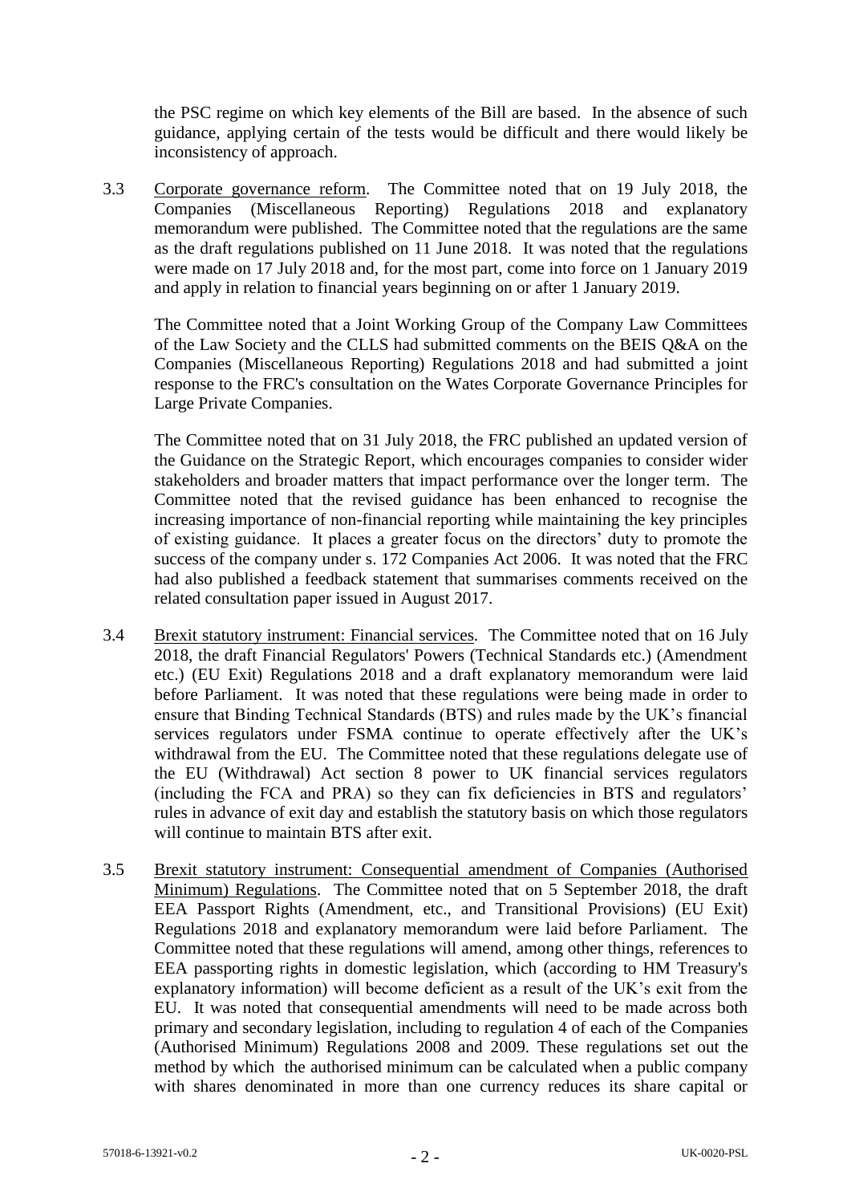the PSC regime on which key elements of the Bill are based. In the absence of such guidance, applying certain of the tests would be difficult and there would likely be inconsistency of approach.

3.3 Corporate governance reform. The Committee noted that on 19 July 2018, the Companies (Miscellaneous Reporting) Regulations 2018 and explanatory memorandum were published. The Committee noted that the regulations are the same as the draft regulations published on 11 June 2018. It was noted that the regulations were made on 17 July 2018 and, for the most part, come into force on 1 January 2019 and apply in relation to financial years beginning on or after 1 January 2019.

The Committee noted that a Joint Working Group of the Company Law Committees of the Law Society and the CLLS had submitted comments on the BEIS Q&A on the Companies (Miscellaneous Reporting) Regulations 2018 and had submitted a joint response to the FRC's consultation on the Wates Corporate Governance Principles for Large Private Companies.

The Committee noted that on 31 July 2018, the FRC published an updated version of the Guidance on the Strategic Report, which encourages companies to consider wider stakeholders and broader matters that impact performance over the longer term. The Committee noted that the revised guidance has been enhanced to recognise the increasing importance of non-financial reporting while maintaining the key principles of existing guidance. It places a greater focus on the directors' duty to promote the success of the company under s. 172 Companies Act 2006. It was noted that the FRC had also published a feedback statement that summarises comments received on the related consultation paper issued in August 2017.

3.4 Brexit statutory instrument: Financial services. The Committee noted that on 16 July 2018, the draft Financial Regulators' Powers (Technical Standards etc.) (Amendment etc.) (EU Exit) Regulations 2018 and a draft explanatory memorandum were laid before Parliament. It was noted that these regulations were being made in order to ensure that Binding Technical Standards (BTS) and rules made by the UK's financial services regulators under FSMA continue to operate effectively after the UK's withdrawal from the EU. The Committee noted that these regulations delegate use of the EU (Withdrawal) Act section 8 power to UK financial services regulators (including the FCA and PRA) so they can fix deficiencies in BTS and regulators' rules in advance of exit day and establish the statutory basis on which those regulators will continue to maintain BTS after exit.

3.5 Brexit statutory instrument: Consequential amendment of Companies (Authorised Minimum) Regulations. The Committee noted that on 5 September 2018, the draft EEA Passport Rights (Amendment, etc., and Transitional Provisions) (EU Exit) Regulations 2018 and explanatory memorandum were laid before Parliament. The Committee noted that these regulations will amend, among other things, references to EEA passporting rights in domestic legislation, which (according to HM Treasury's explanatory information) will become deficient as a result of the UK's exit from the EU. It was noted that consequential amendments will need to be made across both primary and secondary legislation, including to regulation 4 of each of the Companies (Authorised Minimum) Regulations 2008 and 2009. These regulations set out the method by which the authorised minimum can be calculated when a public company with shares denominated in more than one currency reduces its share capital or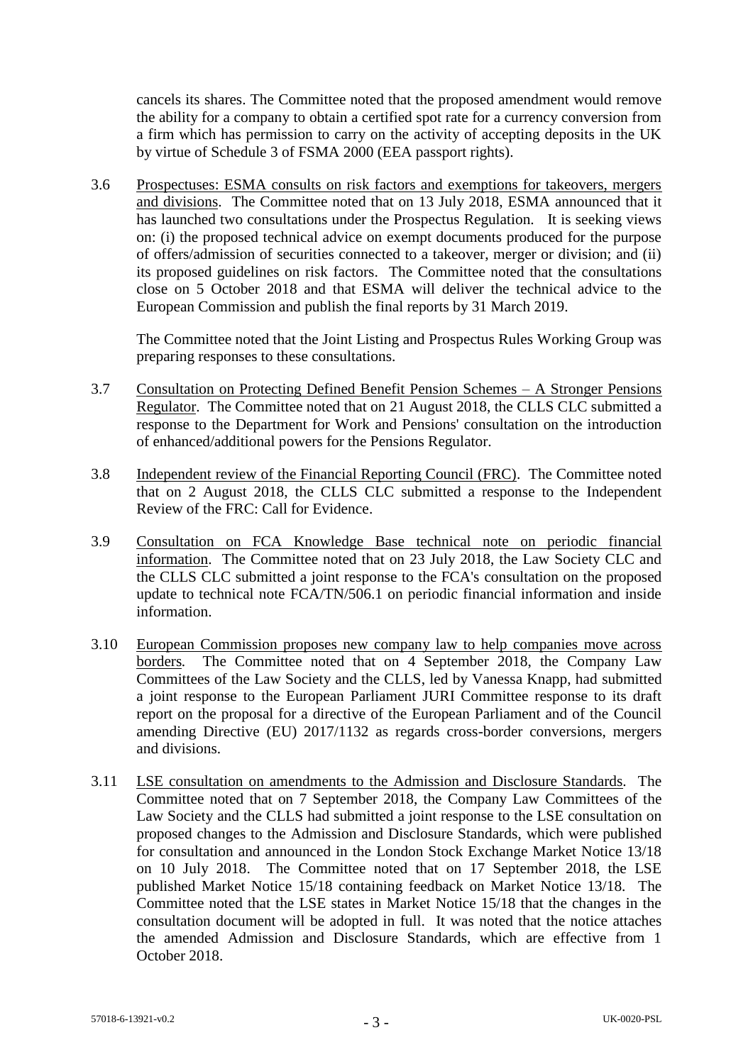cancels its shares. The Committee noted that the proposed amendment would remove the ability for a company to obtain a certified spot rate for a currency conversion from a firm which has permission to carry on the activity of accepting deposits in the UK by virtue of Schedule 3 of FSMA 2000 (EEA passport rights).

3.6 Prospectuses: ESMA consults on risk factors and exemptions for takeovers, mergers and divisions. The Committee noted that on 13 July 2018, ESMA announced that it has launched two consultations under the Prospectus Regulation. It is seeking views on: (i) the proposed technical advice on exempt documents produced for the purpose of offers/admission of securities connected to a takeover, merger or division; and (ii) its proposed guidelines on risk factors. The Committee noted that the consultations close on 5 October 2018 and that ESMA will deliver the technical advice to the European Commission and publish the final reports by 31 March 2019.

The Committee noted that the Joint Listing and Prospectus Rules Working Group was preparing responses to these consultations.

3.7 Consultation on Protecting Defined Benefit Pension Schemes – A Stronger Pensions Regulator. The Committee noted that on 21 August 2018, the CLLS CLC submitted a response to the Department for Work and Pensions' consultation on the introduction of enhanced/additional powers for the Pensions Regulator.

3.8 Independent review of the Financial Reporting Council (FRC). The Committee noted that on 2 August 2018, the CLLS CLC submitted a response to the Independent Review of the FRC: Call for Evidence.

3.9 Consultation on FCA Knowledge Base technical note on periodic financial information. The Committee noted that on 23 July 2018, the Law Society CLC and the CLLS CLC submitted a joint response to the FCA's consultation on the proposed update to technical note FCA/TN/506.1 on periodic financial information and inside information.

3.10 European Commission proposes new company law to help companies move across borders. The Committee noted that on 4 September 2018, the Company Law Committees of the Law Society and the CLLS, led by Vanessa Knapp, had submitted a joint response to the European Parliament JURI Committee response to its draft report on the proposal for a directive of the European Parliament and of the Council amending Directive (EU) 2017/1132 as regards cross-border conversions, mergers and divisions.

3.11 LSE consultation on amendments to the Admission and Disclosure Standards. The Committee noted that on 7 September 2018, the Company Law Committees of the Law Society and the CLLS had submitted a joint response to the LSE consultation on proposed changes to the Admission and Disclosure Standards, which were published for consultation and announced in the London Stock Exchange Market Notice 13/18 on 10 July 2018. The Committee noted that on 17 September 2018, the LSE published Market Notice 15/18 containing feedback on Market Notice 13/18. The Committee noted that the LSE states in Market Notice 15/18 that the changes in the consultation document will be adopted in full. It was noted that the notice attaches the amended Admission and Disclosure Standards, which are effective from 1 October 2018.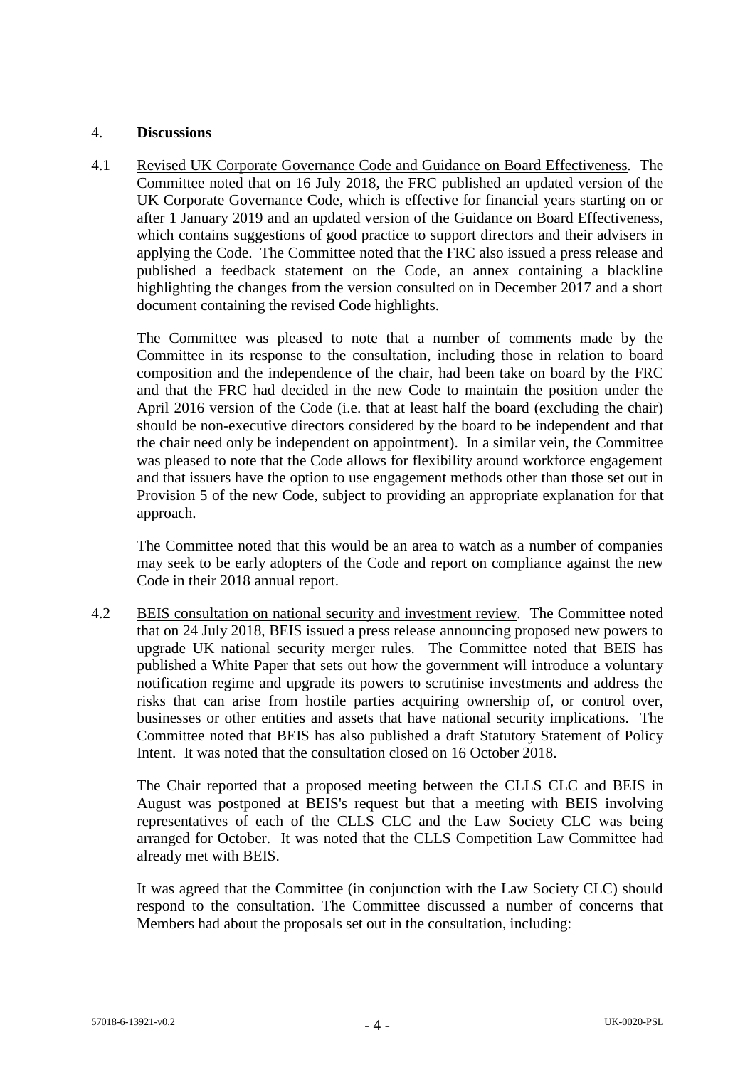4. **Discussions**

4.1 Revised UK Corporate Governance Code and Guidance on Board Effectiveness. The Committee noted that on 16 July 2018, the FRC published an updated version of the UK Corporate Governance Code, which is effective for financial years starting on or after 1 January 2019 and an updated version of the Guidance on Board Effectiveness, which contains suggestions of good practice to support directors and their advisers in applying the Code. The Committee noted that the FRC also issued a press release and published a feedback statement on the Code, an annex containing a blackline highlighting the changes from the version consulted on in December 2017 and a short document containing the revised Code highlights.

The Committee was pleased to note that a number of comments made by the Committee in its response to the consultation, including those in relation to board composition and the independence of the chair, had been take on board by the FRC and that the FRC had decided in the new Code to maintain the position under the April 2016 version of the Code (i.e. that at least half the board (excluding the chair) should be non-executive directors considered by the board to be independent and that the chair need only be independent on appointment). In a similar vein, the Committee was pleased to note that the Code allows for flexibility around workforce engagement and that issuers have the option to use engagement methods other than those set out in Provision 5 of the new Code, subject to providing an appropriate explanation for that approach.

The Committee noted that this would be an area to watch as a number of companies may seek to be early adopters of the Code and report on compliance against the new Code in their 2018 annual report.

4.2 BEIS consultation on national security and investment review. The Committee noted that on 24 July 2018, BEIS issued a press release announcing proposed new powers to upgrade UK national security merger rules. The Committee noted that BEIS has published a White Paper that sets out how the government will introduce a voluntary notification regime and upgrade its powers to scrutinise investments and address the risks that can arise from hostile parties acquiring ownership of, or control over, businesses or other entities and assets that have national security implications. The Committee noted that BEIS has also published a draft Statutory Statement of Policy Intent. It was noted that the consultation closed on 16 October 2018.

The Chair reported that a proposed meeting between the CLLS CLC and BEIS in August was postponed at BEIS's request but that a meeting with BEIS involving representatives of each of the CLLS CLC and the Law Society CLC was being arranged for October. It was noted that the CLLS Competition Law Committee had already met with BEIS.

It was agreed that the Committee (in conjunction with the Law Society CLC) should respond to the consultation. The Committee discussed a number of concerns that Members had about the proposals set out in the consultation, including: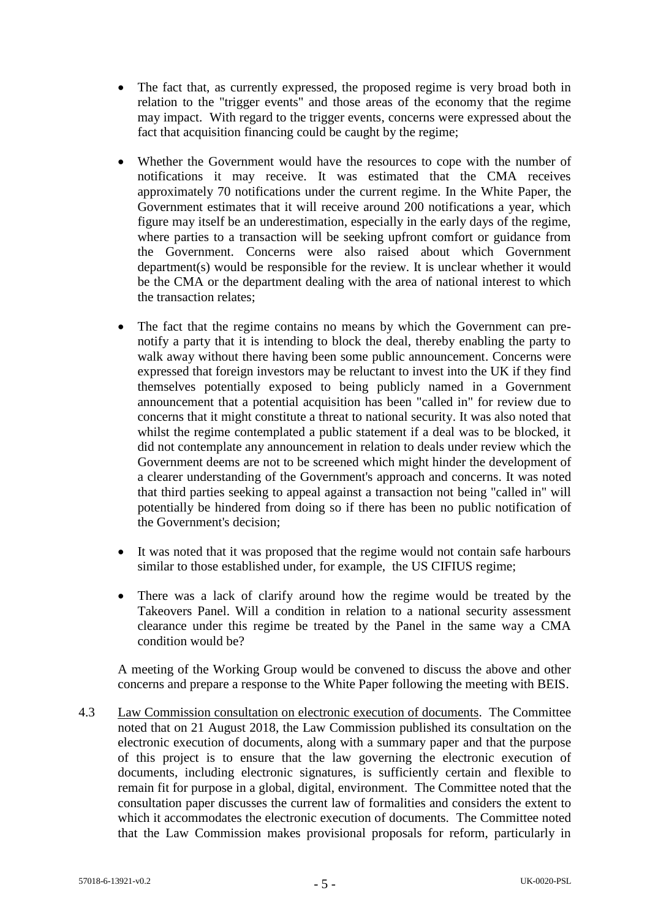- The fact that, as currently expressed, the proposed regime is very broad both in relation to the "trigger events" and those areas of the economy that the regime may impact. With regard to the trigger events, concerns were expressed about the fact that acquisition financing could be caught by the regime;

- Whether the Government would have the resources to cope with the number of notifications it may receive. It was estimated that the CMA receives approximately 70 notifications under the current regime. In the White Paper, the Government estimates that it will receive around 200 notifications a year, which figure may itself be an underestimation, especially in the early days of the regime, where parties to a transaction will be seeking upfront comfort or guidance from the Government. Concerns were also raised about which Government department(s) would be responsible for the review. It is unclear whether it would be the CMA or the department dealing with the area of national interest to which the transaction relates;

- The fact that the regime contains no means by which the Government can pre-notify a party that it is intending to block the deal, thereby enabling the party to walk away without there having been some public announcement. Concerns were expressed that foreign investors may be reluctant to invest into the UK if they find themselves potentially exposed to being publicly named in a Government announcement that a potential acquisition has been "called in" for review due to concerns that it might constitute a threat to national security. It was also noted that whilst the regime contemplated a public statement if a deal was to be blocked, it did not contemplate any announcement in relation to deals under review which the Government deems are not to be screened which might hinder the development of a clearer understanding of the Government's approach and concerns. It was noted that third parties seeking to appeal against a transaction not being "called in" will potentially be hindered from doing so if there has been no public notification of the Government's decision;

- It was noted that it was proposed that the regime would not contain safe harbours similar to those established under, for example, the US CIFIUS regime;

- There was a lack of clarify around how the regime would be treated by the Takeovers Panel. Will a condition in relation to a national security assessment clearance under this regime be treated by the Panel in the same way a CMA condition would be?

A meeting of the Working Group would be convened to discuss the above and other concerns and prepare a response to the White Paper following the meeting with BEIS.

4.3 Law Commission consultation on electronic execution of documents. The Committee noted that on 21 August 2018, the Law Commission published its consultation on the electronic execution of documents, along with a summary paper and that the purpose of this project is to ensure that the law governing the electronic execution of documents, including electronic signatures, is sufficiently certain and flexible to remain fit for purpose in a global, digital, environment. The Committee noted that the consultation paper discusses the current law of formalities and considers the extent to which it accommodates the electronic execution of documents. The Committee noted that the Law Commission makes provisional proposals for reform, particularly in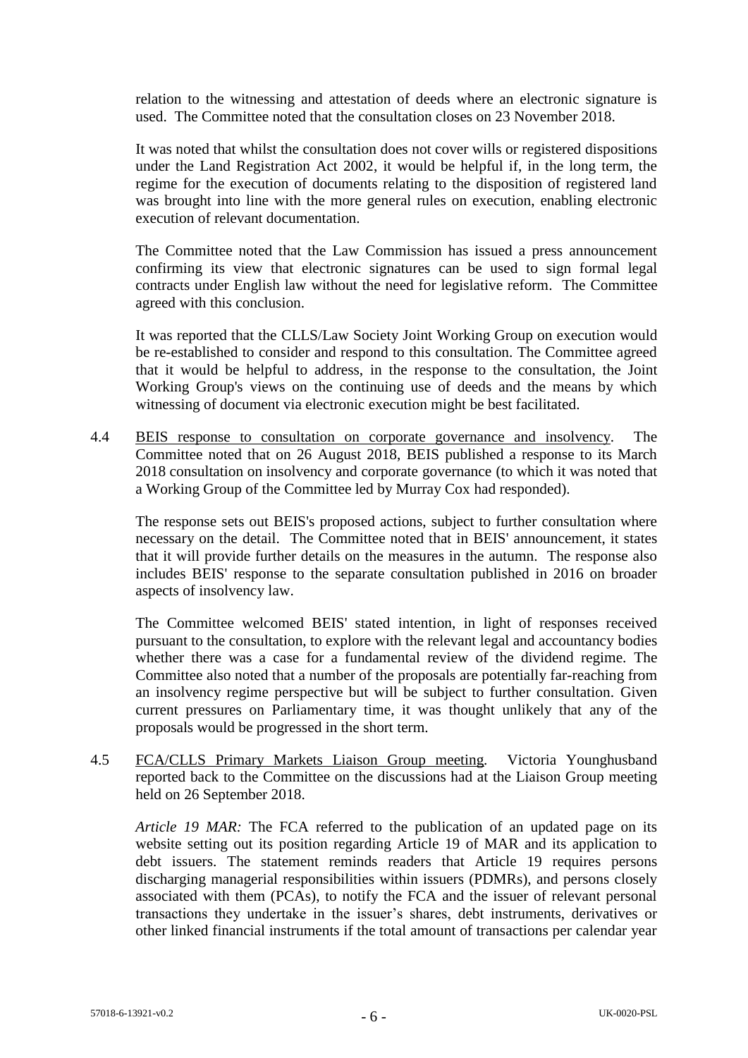relation to the witnessing and attestation of deeds where an electronic signature is used. The Committee noted that the consultation closes on 23 November 2018.

It was noted that whilst the consultation does not cover wills or registered dispositions under the Land Registration Act 2002, it would be helpful if, in the long term, the regime for the execution of documents relating to the disposition of registered land was brought into line with the more general rules on execution, enabling electronic execution of relevant documentation.

The Committee noted that the Law Commission has issued a press announcement confirming its view that electronic signatures can be used to sign formal legal contracts under English law without the need for legislative reform. The Committee agreed with this conclusion.

It was reported that the CLLS/Law Society Joint Working Group on execution would be re-established to consider and respond to this consultation. The Committee agreed that it would be helpful to address, in the response to the consultation, the Joint Working Group's views on the continuing use of deeds and the means by which witnessing of document via electronic execution might be best facilitated.

4.4 BEIS response to consultation on corporate governance and insolvency. The Committee noted that on 26 August 2018, BEIS published a response to its March 2018 consultation on insolvency and corporate governance (to which it was noted that a Working Group of the Committee led by Murray Cox had responded).

The response sets out BEIS's proposed actions, subject to further consultation where necessary on the detail. The Committee noted that in BEIS' announcement, it states that it will provide further details on the measures in the autumn. The response also includes BEIS' response to the separate consultation published in 2016 on broader aspects of insolvency law.

The Committee welcomed BEIS' stated intention, in light of responses received pursuant to the consultation, to explore with the relevant legal and accountancy bodies whether there was a case for a fundamental review of the dividend regime. The Committee also noted that a number of the proposals are potentially far-reaching from an insolvency regime perspective but will be subject to further consultation. Given current pressures on Parliamentary time, it was thought unlikely that any of the proposals would be progressed in the short term.

4.5 FCA/CLLS Primary Markets Liaison Group meeting. Victoria Younghusband reported back to the Committee on the discussions had at the Liaison Group meeting held on 26 September 2018.

*Article 19 MAR:* The FCA referred to the publication of an updated page on its website setting out its position regarding Article 19 of MAR and its application to debt issuers. The statement reminds readers that Article 19 requires persons discharging managerial responsibilities within issuers (PDMRs), and persons closely associated with them (PCAs), to notify the FCA and the issuer of relevant personal transactions they undertake in the issuer's shares, debt instruments, derivatives or other linked financial instruments if the total amount of transactions per calendar year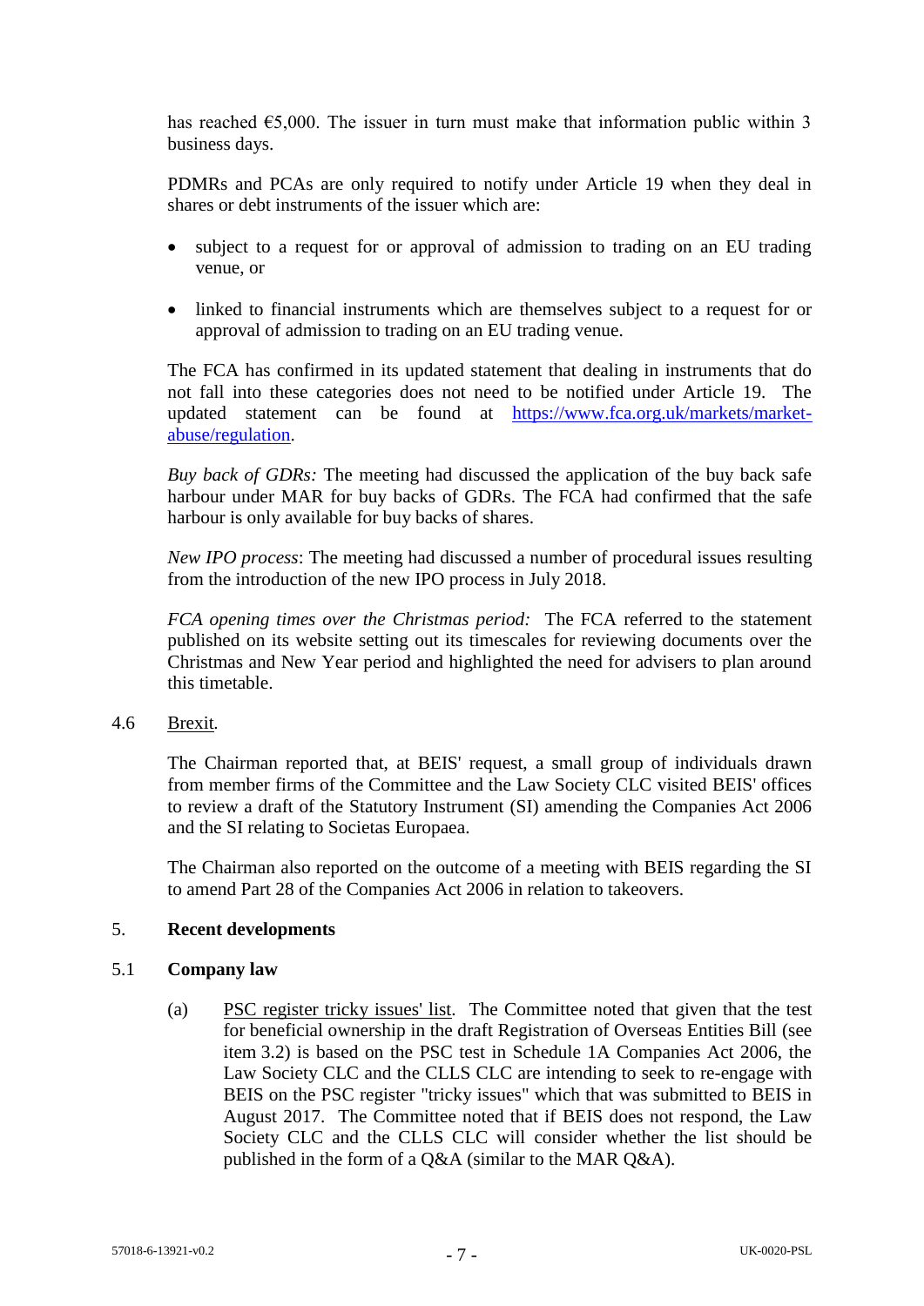has reached €5,000. The issuer in turn must make that information public within 3 business days.

PDMRs and PCAs are only required to notify under Article 19 when they deal in shares or debt instruments of the issuer which are:

- subject to a request for or approval of admission to trading on an EU trading venue, or
- linked to financial instruments which are themselves subject to a request for or approval of admission to trading on an EU trading venue.

The FCA has confirmed in its updated statement that dealing in instruments that do not fall into these categories does not need to be notified under Article 19. The updated statement can be found at https://www.fca.org.uk/markets/market-abuse/regulation.

*Buy back of GDRs:* The meeting had discussed the application of the buy back safe harbour under MAR for buy backs of GDRs. The FCA had confirmed that the safe harbour is only available for buy backs of shares.

*New IPO process*: The meeting had discussed a number of procedural issues resulting from the introduction of the new IPO process in July 2018.

*FCA opening times over the Christmas period:* The FCA referred to the statement published on its website setting out its timescales for reviewing documents over the Christmas and New Year period and highlighted the need for advisers to plan around this timetable.

4.6 Brexit.

The Chairman reported that, at BEIS' request, a small group of individuals drawn from member firms of the Committee and the Law Society CLC visited BEIS' offices to review a draft of the Statutory Instrument (SI) amending the Companies Act 2006 and the SI relating to Societas Europaea.

The Chairman also reported on the outcome of a meeting with BEIS regarding the SI to amend Part 28 of the Companies Act 2006 in relation to takeovers.

## 5. Recent developments

### 5.1 Company law

(a) PSC register tricky issues' list. The Committee noted that given that the test for beneficial ownership in the draft Registration of Overseas Entities Bill (see item 3.2) is based on the PSC test in Schedule 1A Companies Act 2006, the Law Society CLC and the CLLS CLC are intending to seek to re-engage with BEIS on the PSC register "tricky issues" which that was submitted to BEIS in August 2017. The Committee noted that if BEIS does not respond, the Law Society CLC and the CLLS CLC will consider whether the list should be published in the form of a Q&A (similar to the MAR Q&A).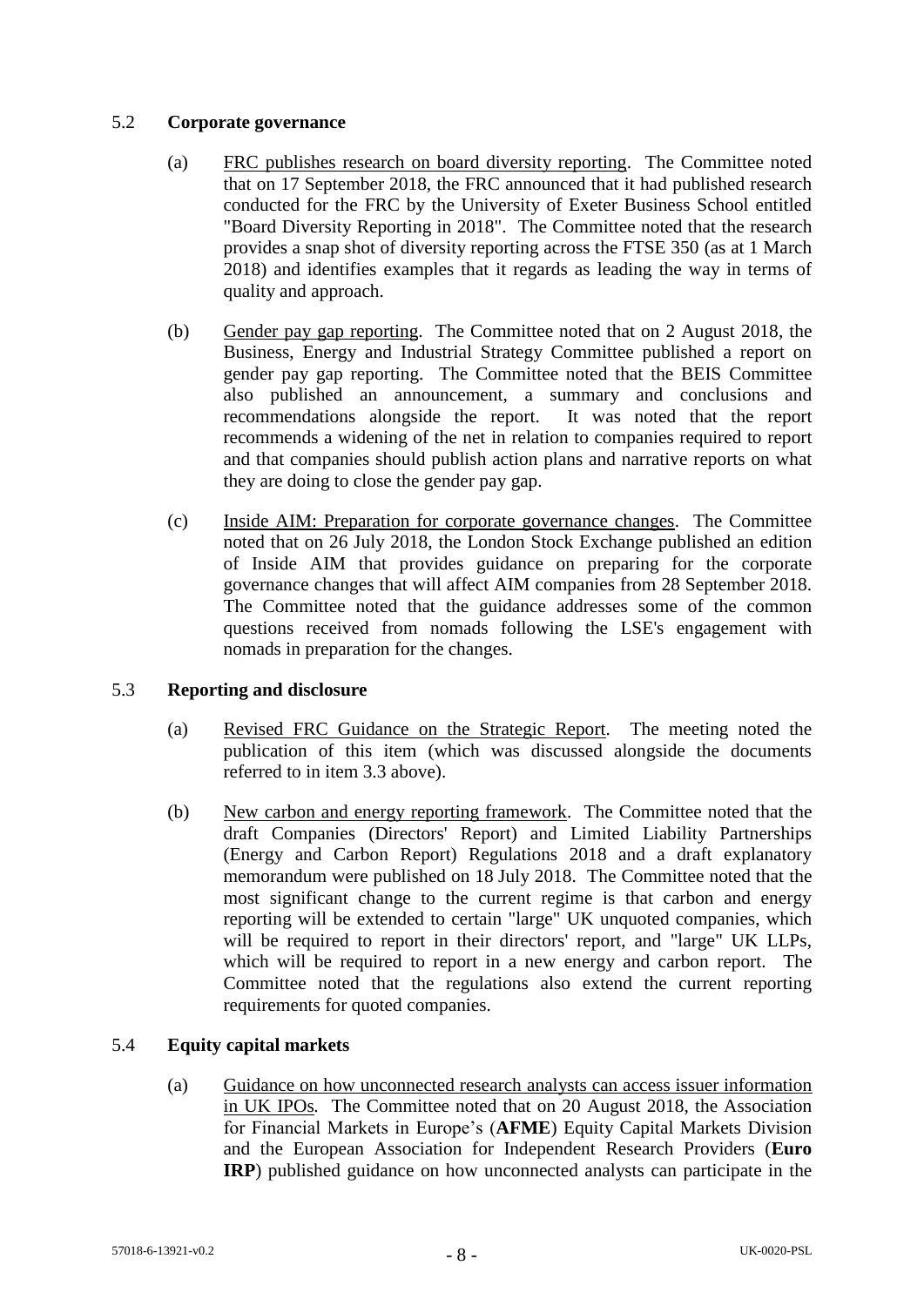## 5.2 **Corporate governance**

(a) FRC publishes research on board diversity reporting. The Committee noted that on 17 September 2018, the FRC announced that it had published research conducted for the FRC by the University of Exeter Business School entitled "Board Diversity Reporting in 2018". The Committee noted that the research provides a snap shot of diversity reporting across the FTSE 350 (as at 1 March 2018) and identifies examples that it regards as leading the way in terms of quality and approach.

(b) Gender pay gap reporting. The Committee noted that on 2 August 2018, the Business, Energy and Industrial Strategy Committee published a report on gender pay gap reporting. The Committee noted that the BEIS Committee also published an announcement, a summary and conclusions and recommendations alongside the report. It was noted that the report recommends a widening of the net in relation to companies required to report and that companies should publish action plans and narrative reports on what they are doing to close the gender pay gap.

(c) Inside AIM: Preparation for corporate governance changes. The Committee noted that on 26 July 2018, the London Stock Exchange published an edition of Inside AIM that provides guidance on preparing for the corporate governance changes that will affect AIM companies from 28 September 2018. The Committee noted that the guidance addresses some of the common questions received from nomads following the LSE's engagement with nomads in preparation for the changes.

## 5.3 **Reporting and disclosure**

(a) Revised FRC Guidance on the Strategic Report. The meeting noted the publication of this item (which was discussed alongside the documents referred to in item 3.3 above).

(b) New carbon and energy reporting framework. The Committee noted that the draft Companies (Directors' Report) and Limited Liability Partnerships (Energy and Carbon Report) Regulations 2018 and a draft explanatory memorandum were published on 18 July 2018. The Committee noted that the most significant change to the current regime is that carbon and energy reporting will be extended to certain "large" UK unquoted companies, which will be required to report in their directors' report, and "large" UK LLPs, which will be required to report in a new energy and carbon report. The Committee noted that the regulations also extend the current reporting requirements for quoted companies.

## 5.4 **Equity capital markets**

(a) Guidance on how unconnected research analysts can access issuer information in UK IPOs. The Committee noted that on 20 August 2018, the Association for Financial Markets in Europe's (**AFME**) Equity Capital Markets Division and the European Association for Independent Research Providers (**Euro IRP**) published guidance on how unconnected analysts can participate in the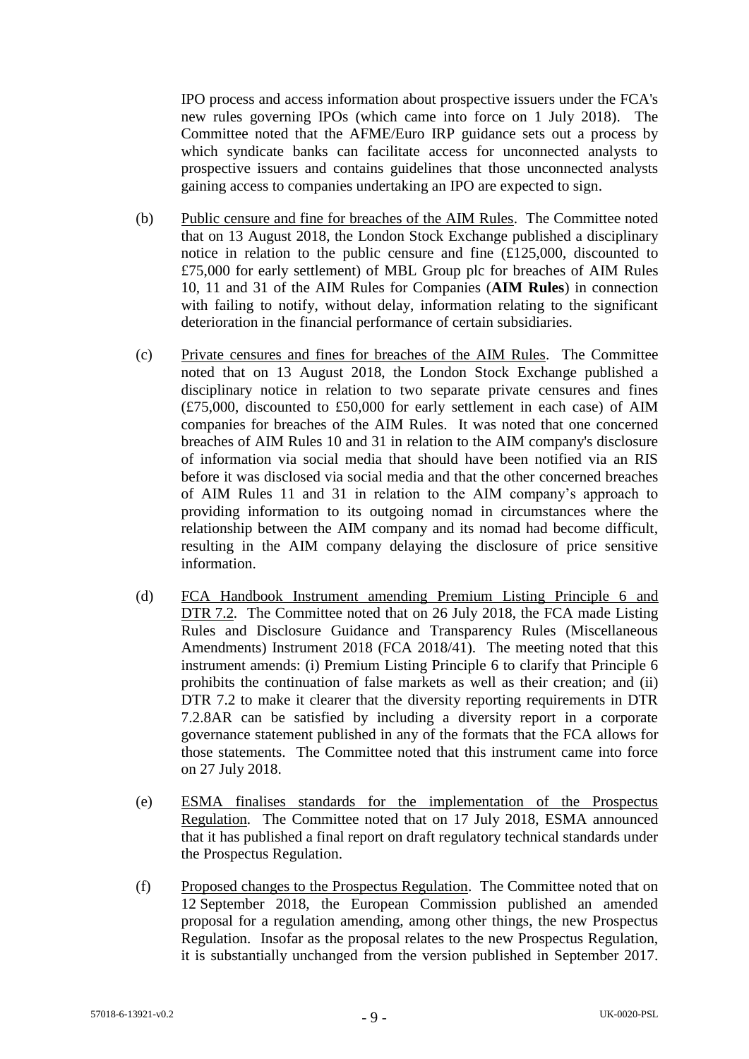IPO process and access information about prospective issuers under the FCA's new rules governing IPOs (which came into force on 1 July 2018). The Committee noted that the AFME/Euro IRP guidance sets out a process by which syndicate banks can facilitate access for unconnected analysts to prospective issuers and contains guidelines that those unconnected analysts gaining access to companies undertaking an IPO are expected to sign.

(b) Public censure and fine for breaches of the AIM Rules. The Committee noted that on 13 August 2018, the London Stock Exchange published a disciplinary notice in relation to the public censure and fine (£125,000, discounted to £75,000 for early settlement) of MBL Group plc for breaches of AIM Rules 10, 11 and 31 of the AIM Rules for Companies (**AIM Rules**) in connection with failing to notify, without delay, information relating to the significant deterioration in the financial performance of certain subsidiaries.

(c) Private censures and fines for breaches of the AIM Rules. The Committee noted that on 13 August 2018, the London Stock Exchange published a disciplinary notice in relation to two separate private censures and fines (£75,000, discounted to £50,000 for early settlement in each case) of AIM companies for breaches of the AIM Rules. It was noted that one concerned breaches of AIM Rules 10 and 31 in relation to the AIM company's disclosure of information via social media that should have been notified via an RIS before it was disclosed via social media and that the other concerned breaches of AIM Rules 11 and 31 in relation to the AIM company's approach to providing information to its outgoing nomad in circumstances where the relationship between the AIM company and its nomad had become difficult, resulting in the AIM company delaying the disclosure of price sensitive information.

(d) FCA Handbook Instrument amending Premium Listing Principle 6 and DTR 7.2. The Committee noted that on 26 July 2018, the FCA made Listing Rules and Disclosure Guidance and Transparency Rules (Miscellaneous Amendments) Instrument 2018 (FCA 2018/41). The meeting noted that this instrument amends: (i) Premium Listing Principle 6 to clarify that Principle 6 prohibits the continuation of false markets as well as their creation; and (ii) DTR 7.2 to make it clearer that the diversity reporting requirements in DTR 7.2.8AR can be satisfied by including a diversity report in a corporate governance statement published in any of the formats that the FCA allows for those statements. The Committee noted that this instrument came into force on 27 July 2018.

(e) ESMA finalises standards for the implementation of the Prospectus Regulation. The Committee noted that on 17 July 2018, ESMA announced that it has published a final report on draft regulatory technical standards under the Prospectus Regulation.

(f) Proposed changes to the Prospectus Regulation. The Committee noted that on 12 September 2018, the European Commission published an amended proposal for a regulation amending, among other things, the new Prospectus Regulation. Insofar as the proposal relates to the new Prospectus Regulation, it is substantially unchanged from the version published in September 2017.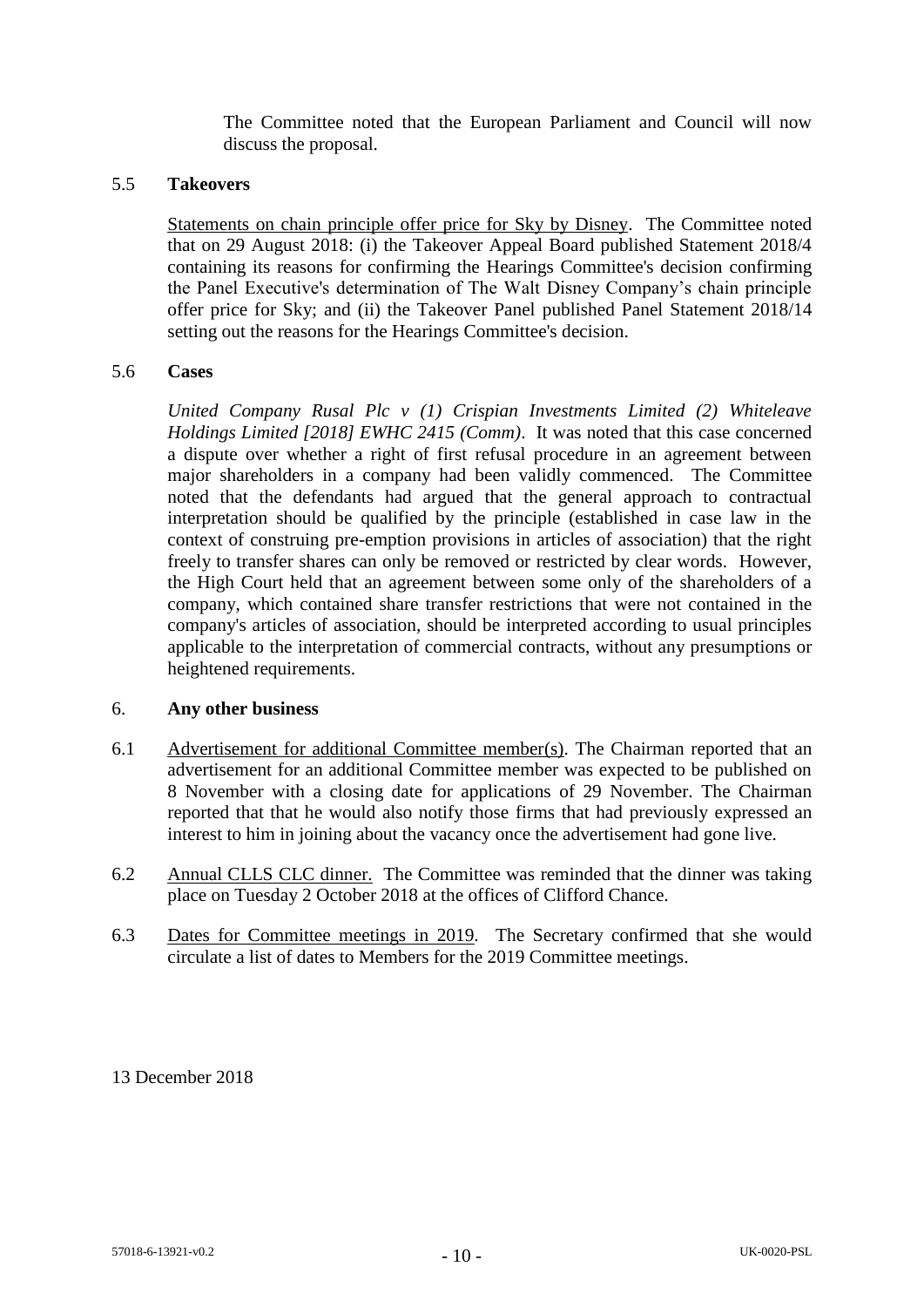The Committee noted that the European Parliament and Council will now discuss the proposal.

5.5 **Takeovers**

Statements on chain principle offer price for Sky by Disney. The Committee noted that on 29 August 2018: (i) the Takeover Appeal Board published Statement 2018/4 containing its reasons for confirming the Hearings Committee's decision confirming the Panel Executive's determination of The Walt Disney Company's chain principle offer price for Sky; and (ii) the Takeover Panel published Panel Statement 2018/14 setting out the reasons for the Hearings Committee's decision.

5.6 **Cases**

*United Company Rusal Plc v (1) Crispian Investments Limited (2) Whiteleave Holdings Limited [2018] EWHC 2415 (Comm)*. It was noted that this case concerned a dispute over whether a right of first refusal procedure in an agreement between major shareholders in a company had been validly commenced. The Committee noted that the defendants had argued that the general approach to contractual interpretation should be qualified by the principle (established in case law in the context of construing pre-emption provisions in articles of association) that the right freely to transfer shares can only be removed or restricted by clear words. However, the High Court held that an agreement between some only of the shareholders of a company, which contained share transfer restrictions that were not contained in the company's articles of association, should be interpreted according to usual principles applicable to the interpretation of commercial contracts, without any presumptions or heightened requirements.

6. **Any other business**

6.1 Advertisement for additional Committee member(s). The Chairman reported that an advertisement for an additional Committee member was expected to be published on 8 November with a closing date for applications of 29 November. The Chairman reported that that he would also notify those firms that had previously expressed an interest to him in joining about the vacancy once the advertisement had gone live.

6.2 Annual CLLS CLC dinner. The Committee was reminded that the dinner was taking place on Tuesday 2 October 2018 at the offices of Clifford Chance.

6.3 Dates for Committee meetings in 2019. The Secretary confirmed that she would circulate a list of dates to Members for the 2019 Committee meetings.

13 December 2018